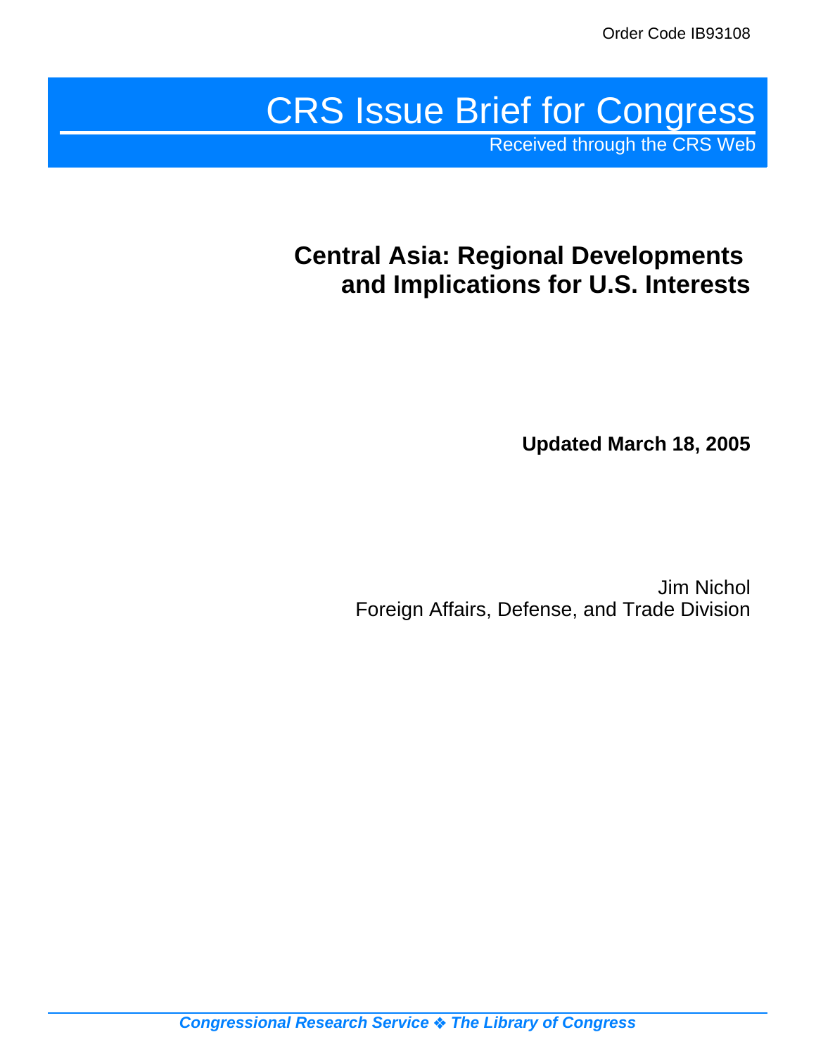Order Code IB93108

# CRS Issue Brief for Congress

Received through the CRS Web

## Central Asia: Regional Developments and Implications for U.S. Interests

**Updated March 18, 2005**

Jim Nichol
Foreign Affairs, Defense, and Trade Division

*Congressional Research Service ❖ The Library of Congress*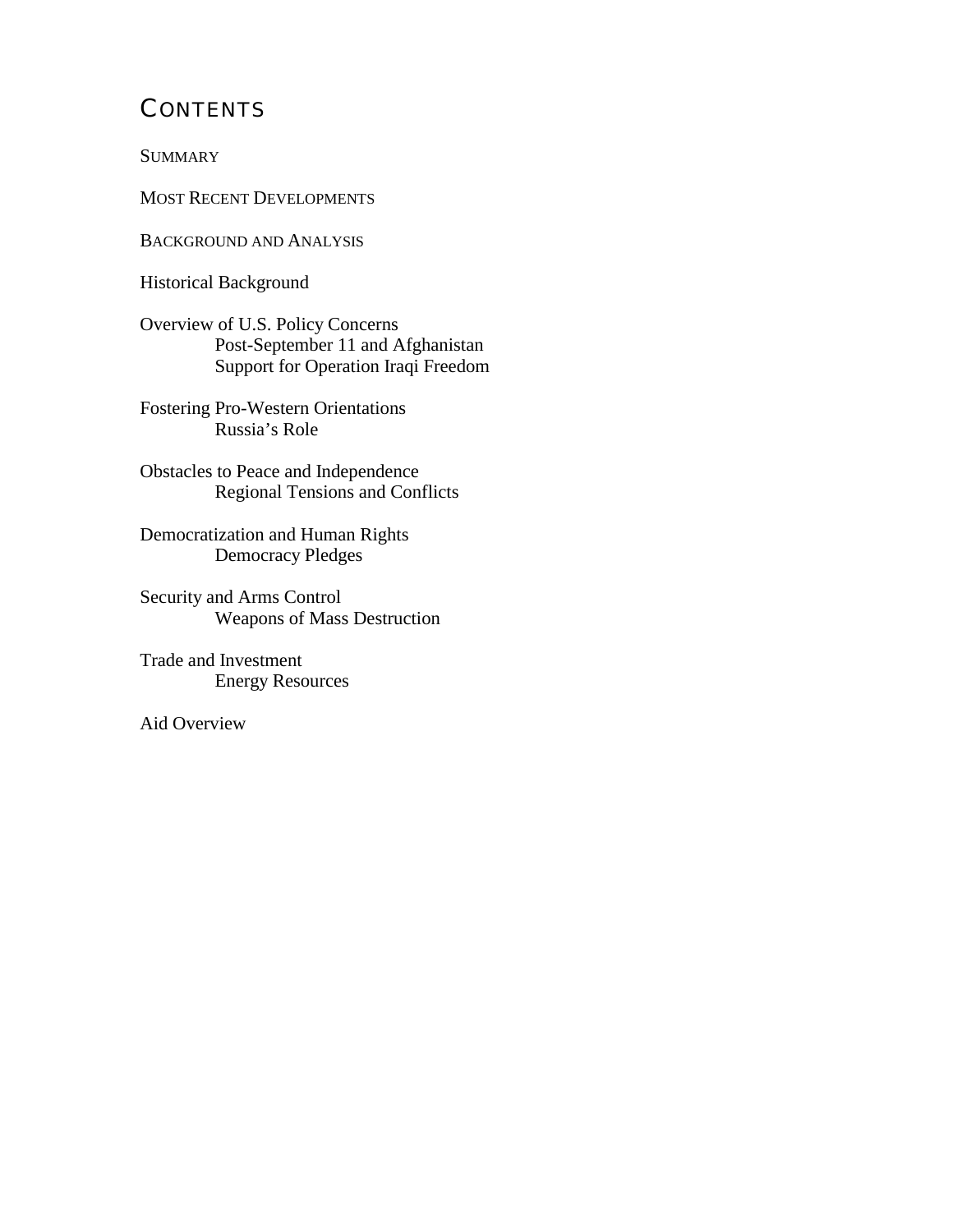# CONTENTS

SUMMARY

MOST RECENT DEVELOPMENTS

BACKGROUND AND ANALYSIS

Historical Background

Overview of U.S. Policy Concerns
- Post-September 11 and Afghanistan
- Support for Operation Iraqi Freedom

Fostering Pro-Western Orientations
- Russia's Role

Obstacles to Peace and Independence
- Regional Tensions and Conflicts

Democratization and Human Rights
- Democracy Pledges

Security and Arms Control
- Weapons of Mass Destruction

Trade and Investment
- Energy Resources

Aid Overview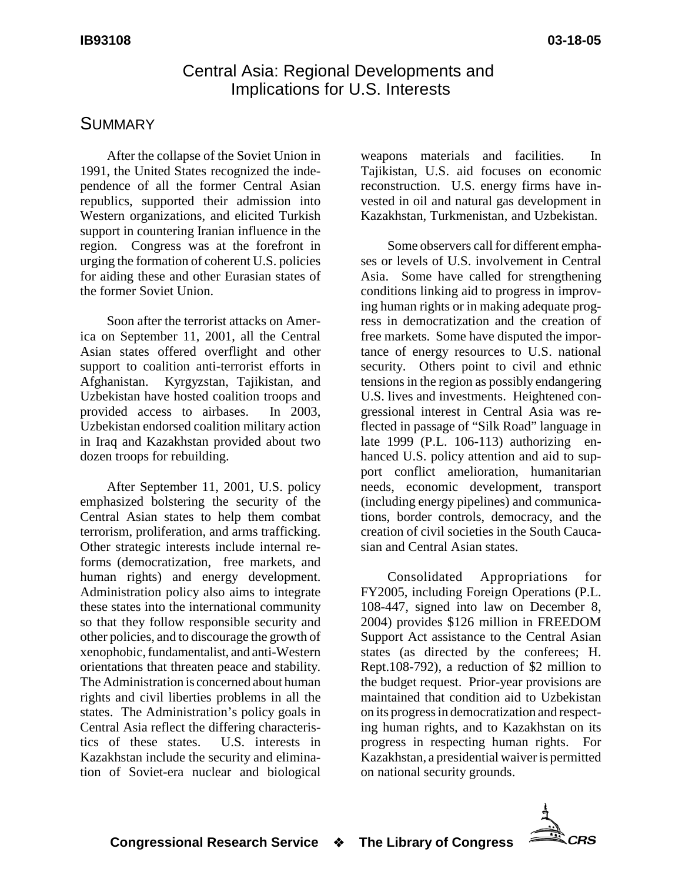# Central Asia: Regional Developments and Implications for U.S. Interests

## SUMMARY

After the collapse of the Soviet Union in 1991, the United States recognized the independence of all the former Central Asian republics, supported their admission into Western organizations, and elicited Turkish support in countering Iranian influence in the region. Congress was at the forefront in urging the formation of coherent U.S. policies for aiding these and other Eurasian states of the former Soviet Union.

Soon after the terrorist attacks on America on September 11, 2001, all the Central Asian states offered overflight and other support to coalition anti-terrorist efforts in Afghanistan. Kyrgyzstan, Tajikistan, and Uzbekistan have hosted coalition troops and provided access to airbases. In 2003, Uzbekistan endorsed coalition military action in Iraq and Kazakhstan provided about two dozen troops for rebuilding.

After September 11, 2001, U.S. policy emphasized bolstering the security of the Central Asian states to help them combat terrorism, proliferation, and arms trafficking. Other strategic interests include internal reforms (democratization, free markets, and human rights) and energy development. Administration policy also aims to integrate these states into the international community so that they follow responsible security and other policies, and to discourage the growth of xenophobic, fundamentalist, and anti-Western orientations that threaten peace and stability. The Administration is concerned about human rights and civil liberties problems in all the states. The Administration's policy goals in Central Asia reflect the differing characteristics of these states. U.S. interests in Kazakhstan include the security and elimination of Soviet-era nuclear and biological weapons materials and facilities. In Tajikistan, U.S. aid focuses on economic reconstruction. U.S. energy firms have invested in oil and natural gas development in Kazakhstan, Turkmenistan, and Uzbekistan.

Some observers call for different emphases or levels of U.S. involvement in Central Asia. Some have called for strengthening conditions linking aid to progress in improving human rights or in making adequate progress in democratization and the creation of free markets. Some have disputed the importance of energy resources to U.S. national security. Others point to civil and ethnic tensions in the region as possibly endangering U.S. lives and investments. Heightened congressional interest in Central Asia was reflected in passage of "Silk Road" language in late 1999 (P.L. 106-113) authorizing enhanced U.S. policy attention and aid to support conflict amelioration, humanitarian needs, economic development, transport (including energy pipelines) and communications, border controls, democracy, and the creation of civil societies in the South Caucasian and Central Asian states.

Consolidated Appropriations for FY2005, including Foreign Operations (P.L. 108-447, signed into law on December 8, 2004) provides $126 million in FREEDOM Support Act assistance to the Central Asian states (as directed by the conferees; H. Rept.108-792), a reduction of $2 million to the budget request. Prior-year provisions are maintained that condition aid to Uzbekistan on its progress in democratization and respecting human rights, and to Kazakhstan on its progress in respecting human rights. For Kazakhstan, a presidential waiver is permitted on national security grounds.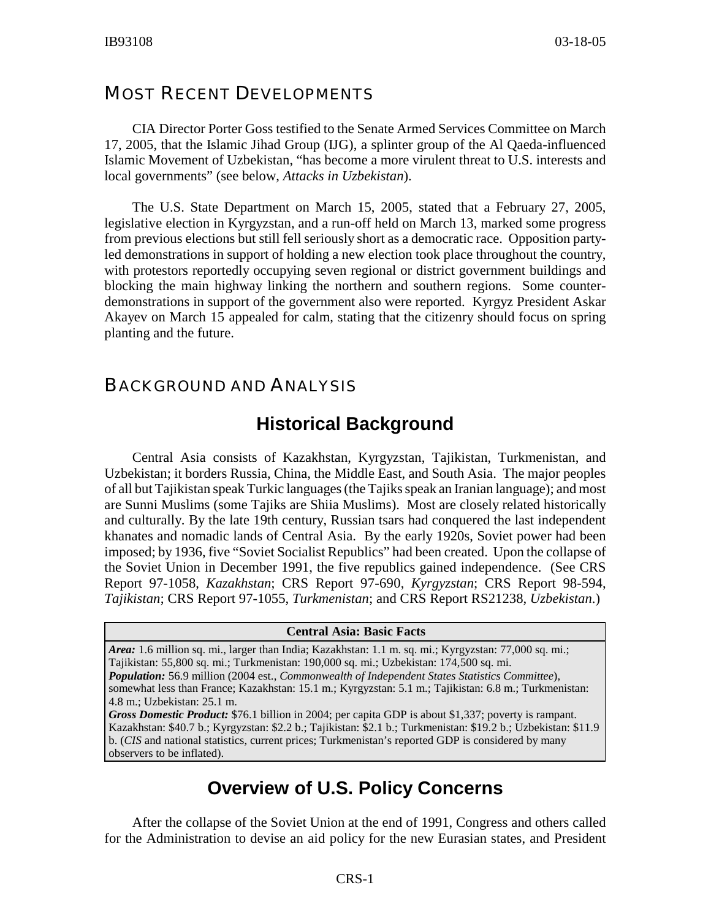## MOST RECENT DEVELOPMENTS

CIA Director Porter Goss testified to the Senate Armed Services Committee on March 17, 2005, that the Islamic Jihad Group (IJG), a splinter group of the Al Qaeda-influenced Islamic Movement of Uzbekistan, "has become a more virulent threat to U.S. interests and local governments" (see below, *Attacks in Uzbekistan*).

The U.S. State Department on March 15, 2005, stated that a February 27, 2005, legislative election in Kyrgyzstan, and a run-off held on March 13, marked some progress from previous elections but still fell seriously short as a democratic race. Opposition party-led demonstrations in support of holding a new election took place throughout the country, with protestors reportedly occupying seven regional or district government buildings and blocking the main highway linking the northern and southern regions. Some counter-demonstrations in support of the government also were reported. Kyrgyz President Askar Akayev on March 15 appealed for calm, stating that the citizenry should focus on spring planting and the future.

## BACKGROUND AND ANALYSIS

### Historical Background

Central Asia consists of Kazakhstan, Kyrgyzstan, Tajikistan, Turkmenistan, and Uzbekistan; it borders Russia, China, the Middle East, and South Asia. The major peoples of all but Tajikistan speak Turkic languages (the Tajiks speak an Iranian language); and most are Sunni Muslims (some Tajiks are Shiia Muslims). Most are closely related historically and culturally. By the late 19th century, Russian tsars had conquered the last independent khanates and nomadic lands of Central Asia. By the early 1920s, Soviet power had been imposed; by 1936, five "Soviet Socialist Republics" had been created. Upon the collapse of the Soviet Union in December 1991, the five republics gained independence. (See CRS Report 97-1058, *Kazakhstan*; CRS Report 97-690, *Kyrgyzstan*; CRS Report 98-594, *Tajikistan*; CRS Report 97-1055, *Turkmenistan*; and CRS Report RS21238, *Uzbekistan*.)

| Central Asia: Basic Facts |
|---|
| ***Area:*** 1.6 million sq. mi., larger than India; Kazakhstan: 1.1 m. sq. mi.; Kyrgyzstan: 77,000 sq. mi.; Tajikistan: 55,800 sq. mi.; Turkmenistan: 190,000 sq. mi.; Uzbekistan: 174,500 sq. mi. ***Population:*** 56.9 million (2004 est., *Commonwealth of Independent States Statistics Committee*), somewhat less than France; Kazakhstan: 15.1 m.; Kyrgyzstan: 5.1 m.; Tajikistan: 6.8 m.; Turkmenistan: 4.8 m.; Uzbekistan: 25.1 m. ***Gross Domestic Product:*** \$76.1 billion in 2004; per capita GDP is about \$1,337; poverty is rampant. Kazakhstan: \$40.7 b.; Kyrgyzstan: \$2.2 b.; Tajikistan: \$2.1 b.; Turkmenistan: \$19.2 b.; Uzbekistan: \$11.9 b. (*CIS* and national statistics, current prices; Turkmenistan's reported GDP is considered by many observers to be inflated). |

### Overview of U.S. Policy Concerns

After the collapse of the Soviet Union at the end of 1991, Congress and others called for the Administration to devise an aid policy for the new Eurasian states, and President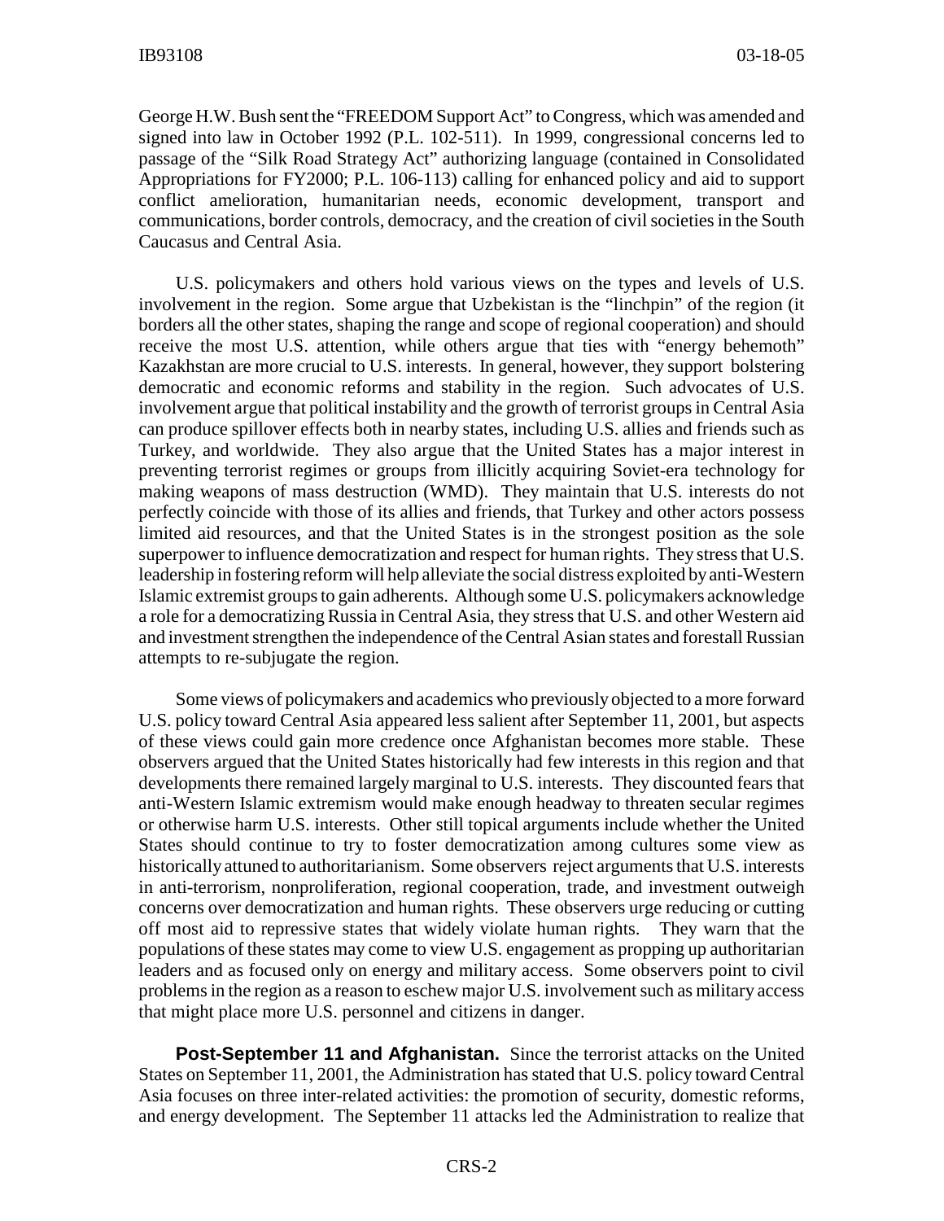George H.W. Bush sent the "FREEDOM Support Act" to Congress, which was amended and signed into law in October 1992 (P.L. 102-511). In 1999, congressional concerns led to passage of the "Silk Road Strategy Act" authorizing language (contained in Consolidated Appropriations for FY2000; P.L. 106-113) calling for enhanced policy and aid to support conflict amelioration, humanitarian needs, economic development, transport and communications, border controls, democracy, and the creation of civil societies in the South Caucasus and Central Asia.

U.S. policymakers and others hold various views on the types and levels of U.S. involvement in the region. Some argue that Uzbekistan is the "linchpin" of the region (it borders all the other states, shaping the range and scope of regional cooperation) and should receive the most U.S. attention, while others argue that ties with "energy behemoth" Kazakhstan are more crucial to U.S. interests. In general, however, they support bolstering democratic and economic reforms and stability in the region. Such advocates of U.S. involvement argue that political instability and the growth of terrorist groups in Central Asia can produce spillover effects both in nearby states, including U.S. allies and friends such as Turkey, and worldwide. They also argue that the United States has a major interest in preventing terrorist regimes or groups from illicitly acquiring Soviet-era technology for making weapons of mass destruction (WMD). They maintain that U.S. interests do not perfectly coincide with those of its allies and friends, that Turkey and other actors possess limited aid resources, and that the United States is in the strongest position as the sole superpower to influence democratization and respect for human rights. They stress that U.S. leadership in fostering reform will help alleviate the social distress exploited by anti-Western Islamic extremist groups to gain adherents. Although some U.S. policymakers acknowledge a role for a democratizing Russia in Central Asia, they stress that U.S. and other Western aid and investment strengthen the independence of the Central Asian states and forestall Russian attempts to re-subjugate the region.

Some views of policymakers and academics who previously objected to a more forward U.S. policy toward Central Asia appeared less salient after September 11, 2001, but aspects of these views could gain more credence once Afghanistan becomes more stable. These observers argued that the United States historically had few interests in this region and that developments there remained largely marginal to U.S. interests. They discounted fears that anti-Western Islamic extremism would make enough headway to threaten secular regimes or otherwise harm U.S. interests. Other still topical arguments include whether the United States should continue to try to foster democratization among cultures some view as historically attuned to authoritarianism. Some observers reject arguments that U.S. interests in anti-terrorism, nonproliferation, regional cooperation, trade, and investment outweigh concerns over democratization and human rights. These observers urge reducing or cutting off most aid to repressive states that widely violate human rights. They warn that the populations of these states may come to view U.S. engagement as propping up authoritarian leaders and as focused only on energy and military access. Some observers point to civil problems in the region as a reason to eschew major U.S. involvement such as military access that might place more U.S. personnel and citizens in danger.

**Post-September 11 and Afghanistan.** Since the terrorist attacks on the United States on September 11, 2001, the Administration has stated that U.S. policy toward Central Asia focuses on three inter-related activities: the promotion of security, domestic reforms, and energy development. The September 11 attacks led the Administration to realize that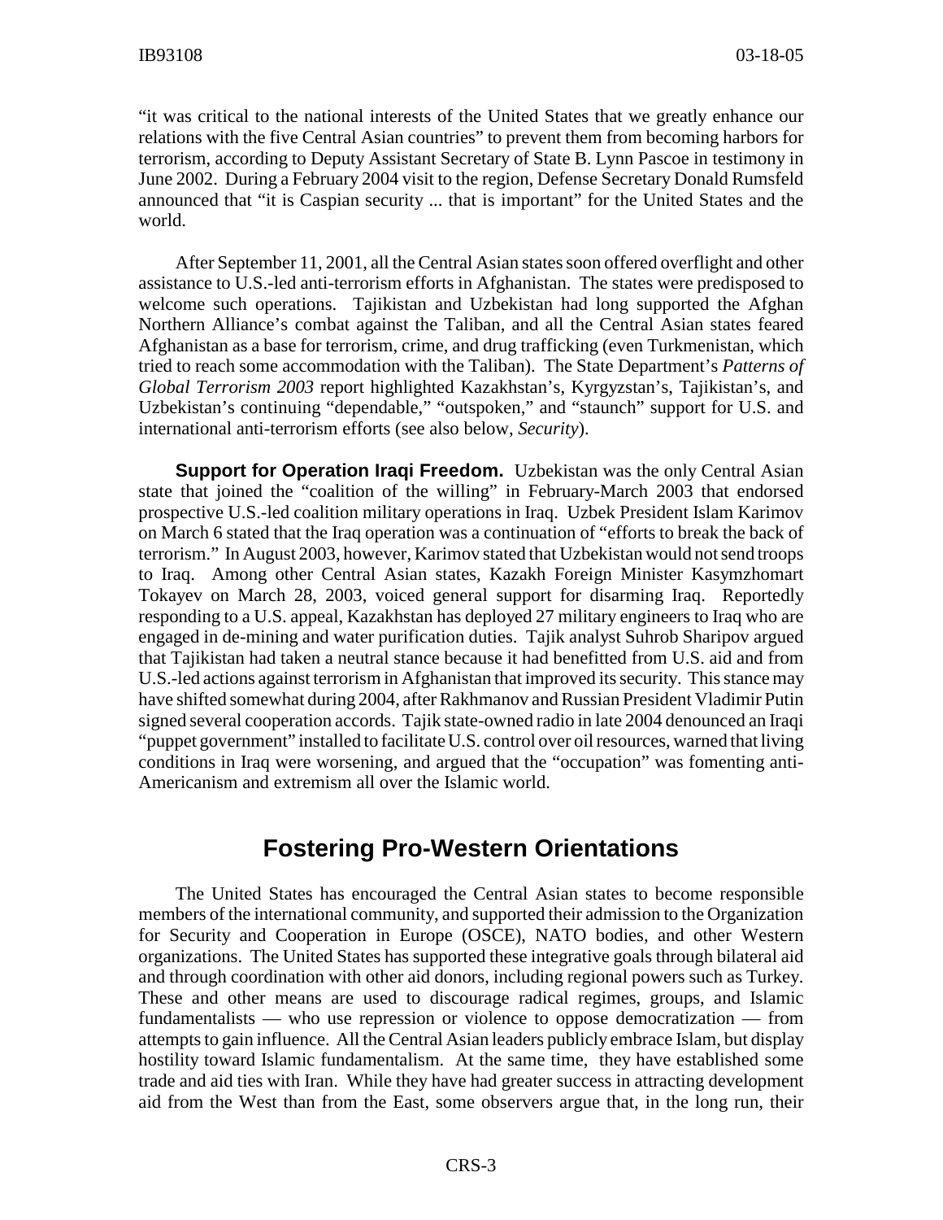"it was critical to the national interests of the United States that we greatly enhance our relations with the five Central Asian countries" to prevent them from becoming harbors for terrorism, according to Deputy Assistant Secretary of State B. Lynn Pascoe in testimony in June 2002. During a February 2004 visit to the region, Defense Secretary Donald Rumsfeld announced that "it is Caspian security ... that is important" for the United States and the world.

After September 11, 2001, all the Central Asian states soon offered overflight and other assistance to U.S.-led anti-terrorism efforts in Afghanistan. The states were predisposed to welcome such operations. Tajikistan and Uzbekistan had long supported the Afghan Northern Alliance's combat against the Taliban, and all the Central Asian states feared Afghanistan as a base for terrorism, crime, and drug trafficking (even Turkmenistan, which tried to reach some accommodation with the Taliban). The State Department's *Patterns of Global Terrorism 2003* report highlighted Kazakhstan's, Kyrgyzstan's, Tajikistan's, and Uzbekistan's continuing "dependable," "outspoken," and "staunch" support for U.S. and international anti-terrorism efforts (see also below, *Security*).

**Support for Operation Iraqi Freedom.** Uzbekistan was the only Central Asian state that joined the "coalition of the willing" in February-March 2003 that endorsed prospective U.S.-led coalition military operations in Iraq. Uzbek President Islam Karimov on March 6 stated that the Iraq operation was a continuation of "efforts to break the back of terrorism." In August 2003, however, Karimov stated that Uzbekistan would not send troops to Iraq. Among other Central Asian states, Kazakh Foreign Minister Kasymzhomart Tokayev on March 28, 2003, voiced general support for disarming Iraq. Reportedly responding to a U.S. appeal, Kazakhstan has deployed 27 military engineers to Iraq who are engaged in de-mining and water purification duties. Tajik analyst Suhrob Sharipov argued that Tajikistan had taken a neutral stance because it had benefitted from U.S. aid and from U.S.-led actions against terrorism in Afghanistan that improved its security. This stance may have shifted somewhat during 2004, after Rakhmanov and Russian President Vladimir Putin signed several cooperation accords. Tajik state-owned radio in late 2004 denounced an Iraqi "puppet government" installed to facilitate U.S. control over oil resources, warned that living conditions in Iraq were worsening, and argued that the "occupation" was fomenting anti-Americanism and extremism all over the Islamic world.

## Fostering Pro-Western Orientations

The United States has encouraged the Central Asian states to become responsible members of the international community, and supported their admission to the Organization for Security and Cooperation in Europe (OSCE), NATO bodies, and other Western organizations. The United States has supported these integrative goals through bilateral aid and through coordination with other aid donors, including regional powers such as Turkey. These and other means are used to discourage radical regimes, groups, and Islamic fundamentalists — who use repression or violence to oppose democratization — from attempts to gain influence. All the Central Asian leaders publicly embrace Islam, but display hostility toward Islamic fundamentalism. At the same time, they have established some trade and aid ties with Iran. While they have had greater success in attracting development aid from the West than from the East, some observers argue that, in the long run, their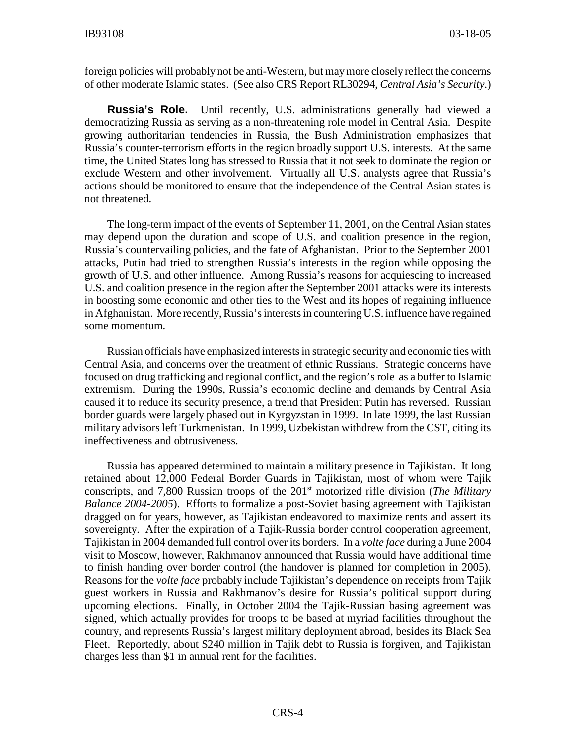foreign policies will probably not be anti-Western, but may more closely reflect the concerns of other moderate Islamic states. (See also CRS Report RL30294, *Central Asia's Security*.)

**Russia's Role.** Until recently, U.S. administrations generally had viewed a democratizing Russia as serving as a non-threatening role model in Central Asia. Despite growing authoritarian tendencies in Russia, the Bush Administration emphasizes that Russia's counter-terrorism efforts in the region broadly support U.S. interests. At the same time, the United States long has stressed to Russia that it not seek to dominate the region or exclude Western and other involvement. Virtually all U.S. analysts agree that Russia's actions should be monitored to ensure that the independence of the Central Asian states is not threatened.

The long-term impact of the events of September 11, 2001, on the Central Asian states may depend upon the duration and scope of U.S. and coalition presence in the region, Russia's countervailing policies, and the fate of Afghanistan. Prior to the September 2001 attacks, Putin had tried to strengthen Russia's interests in the region while opposing the growth of U.S. and other influence. Among Russia's reasons for acquiescing to increased U.S. and coalition presence in the region after the September 2001 attacks were its interests in boosting some economic and other ties to the West and its hopes of regaining influence in Afghanistan. More recently, Russia's interests in countering U.S. influence have regained some momentum.

Russian officials have emphasized interests in strategic security and economic ties with Central Asia, and concerns over the treatment of ethnic Russians. Strategic concerns have focused on drug trafficking and regional conflict, and the region's role as a buffer to Islamic extremism. During the 1990s, Russia's economic decline and demands by Central Asia caused it to reduce its security presence, a trend that President Putin has reversed. Russian border guards were largely phased out in Kyrgyzstan in 1999. In late 1999, the last Russian military advisors left Turkmenistan. In 1999, Uzbekistan withdrew from the CST, citing its ineffectiveness and obtrusiveness.

Russia has appeared determined to maintain a military presence in Tajikistan. It long retained about 12,000 Federal Border Guards in Tajikistan, most of whom were Tajik conscripts, and 7,800 Russian troops of the 201st motorized rifle division (*The Military Balance 2004-2005*). Efforts to formalize a post-Soviet basing agreement with Tajikistan dragged on for years, however, as Tajikistan endeavored to maximize rents and assert its sovereignty. After the expiration of a Tajik-Russia border control cooperation agreement, Tajikistan in 2004 demanded full control over its borders. In a *volte face* during a June 2004 visit to Moscow, however, Rakhmanov announced that Russia would have additional time to finish handing over border control (the handover is planned for completion in 2005). Reasons for the *volte face* probably include Tajikistan's dependence on receipts from Tajik guest workers in Russia and Rakhmanov's desire for Russia's political support during upcoming elections. Finally, in October 2004 the Tajik-Russian basing agreement was signed, which actually provides for troops to be based at myriad facilities throughout the country, and represents Russia's largest military deployment abroad, besides its Black Sea Fleet. Reportedly, about $240 million in Tajik debt to Russia is forgiven, and Tajikistan charges less than $1 in annual rent for the facilities.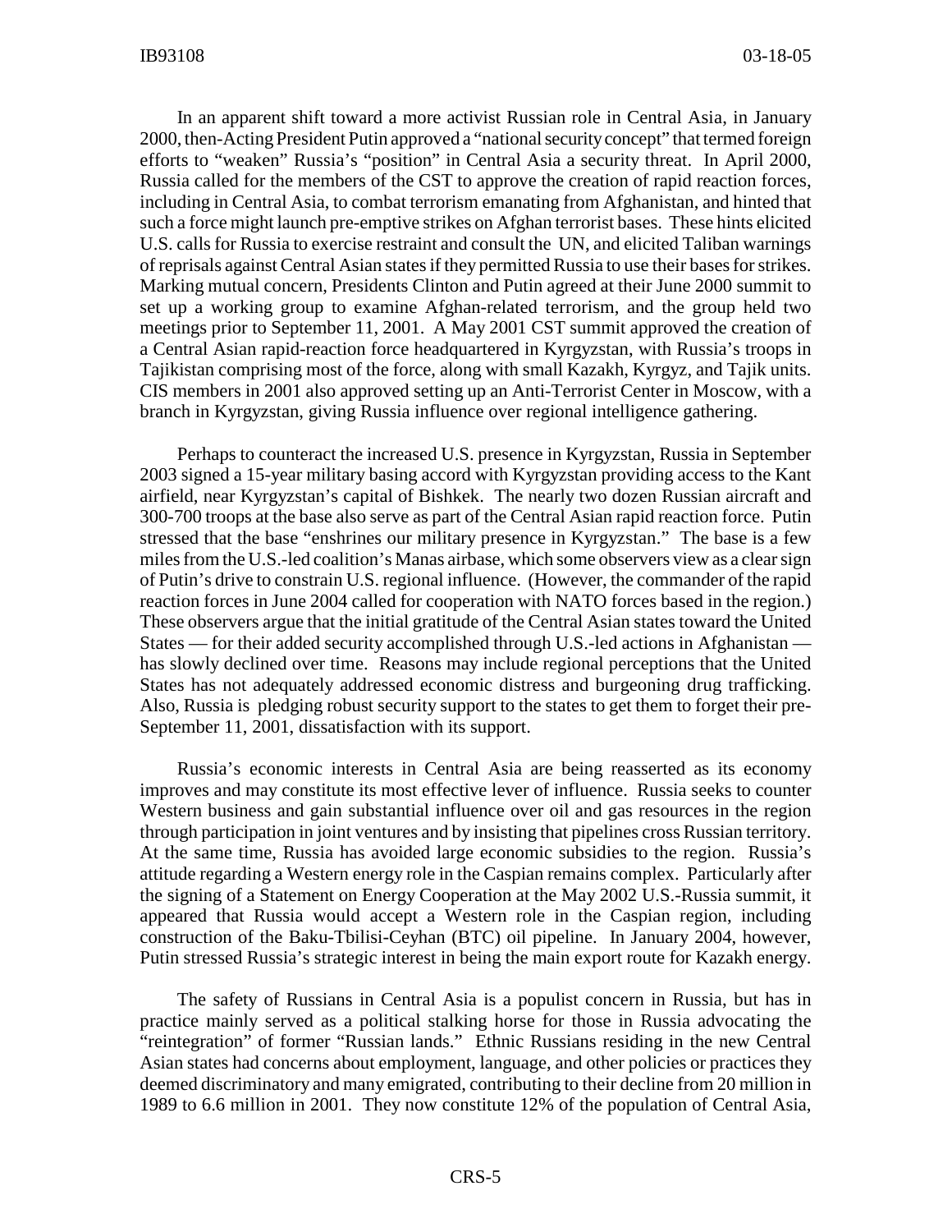In an apparent shift toward a more activist Russian role in Central Asia, in January 2000, then-Acting President Putin approved a "national security concept" that termed foreign efforts to "weaken" Russia's "position" in Central Asia a security threat. In April 2000, Russia called for the members of the CST to approve the creation of rapid reaction forces, including in Central Asia, to combat terrorism emanating from Afghanistan, and hinted that such a force might launch pre-emptive strikes on Afghan terrorist bases. These hints elicited U.S. calls for Russia to exercise restraint and consult the UN, and elicited Taliban warnings of reprisals against Central Asian states if they permitted Russia to use their bases for strikes. Marking mutual concern, Presidents Clinton and Putin agreed at their June 2000 summit to set up a working group to examine Afghan-related terrorism, and the group held two meetings prior to September 11, 2001. A May 2001 CST summit approved the creation of a Central Asian rapid-reaction force headquartered in Kyrgyzstan, with Russia's troops in Tajikistan comprising most of the force, along with small Kazakh, Kyrgyz, and Tajik units. CIS members in 2001 also approved setting up an Anti-Terrorist Center in Moscow, with a branch in Kyrgyzstan, giving Russia influence over regional intelligence gathering.

Perhaps to counteract the increased U.S. presence in Kyrgyzstan, Russia in September 2003 signed a 15-year military basing accord with Kyrgyzstan providing access to the Kant airfield, near Kyrgyzstan's capital of Bishkek. The nearly two dozen Russian aircraft and 300-700 troops at the base also serve as part of the Central Asian rapid reaction force. Putin stressed that the base "enshrines our military presence in Kyrgyzstan." The base is a few miles from the U.S.-led coalition's Manas airbase, which some observers view as a clear sign of Putin's drive to constrain U.S. regional influence. (However, the commander of the rapid reaction forces in June 2004 called for cooperation with NATO forces based in the region.) These observers argue that the initial gratitude of the Central Asian states toward the United States — for their added security accomplished through U.S.-led actions in Afghanistan — has slowly declined over time. Reasons may include regional perceptions that the United States has not adequately addressed economic distress and burgeoning drug trafficking. Also, Russia is pledging robust security support to the states to get them to forget their pre-September 11, 2001, dissatisfaction with its support.

Russia's economic interests in Central Asia are being reasserted as its economy improves and may constitute its most effective lever of influence. Russia seeks to counter Western business and gain substantial influence over oil and gas resources in the region through participation in joint ventures and by insisting that pipelines cross Russian territory. At the same time, Russia has avoided large economic subsidies to the region. Russia's attitude regarding a Western energy role in the Caspian remains complex. Particularly after the signing of a Statement on Energy Cooperation at the May 2002 U.S.-Russia summit, it appeared that Russia would accept a Western role in the Caspian region, including construction of the Baku-Tbilisi-Ceyhan (BTC) oil pipeline. In January 2004, however, Putin stressed Russia's strategic interest in being the main export route for Kazakh energy.

The safety of Russians in Central Asia is a populist concern in Russia, but has in practice mainly served as a political stalking horse for those in Russia advocating the "reintegration" of former "Russian lands." Ethnic Russians residing in the new Central Asian states had concerns about employment, language, and other policies or practices they deemed discriminatory and many emigrated, contributing to their decline from 20 million in 1989 to 6.6 million in 2001. They now constitute 12% of the population of Central Asia,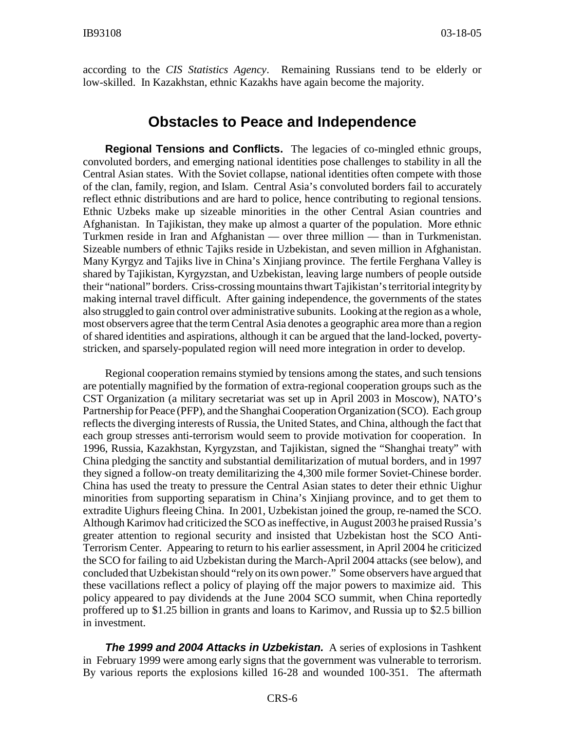according to the *CIS Statistics Agency*. Remaining Russians tend to be elderly or low-skilled. In Kazakhstan, ethnic Kazakhs have again become the majority.

## Obstacles to Peace and Independence

**Regional Tensions and Conflicts.** The legacies of co-mingled ethnic groups, convoluted borders, and emerging national identities pose challenges to stability in all the Central Asian states. With the Soviet collapse, national identities often compete with those of the clan, family, region, and Islam. Central Asia's convoluted borders fail to accurately reflect ethnic distributions and are hard to police, hence contributing to regional tensions. Ethnic Uzbeks make up sizeable minorities in the other Central Asian countries and Afghanistan. In Tajikistan, they make up almost a quarter of the population. More ethnic Turkmen reside in Iran and Afghanistan — over three million — than in Turkmenistan. Sizeable numbers of ethnic Tajiks reside in Uzbekistan, and seven million in Afghanistan. Many Kyrgyz and Tajiks live in China's Xinjiang province. The fertile Ferghana Valley is shared by Tajikistan, Kyrgyzstan, and Uzbekistan, leaving large numbers of people outside their "national" borders. Criss-crossing mountains thwart Tajikistan's territorial integrity by making internal travel difficult. After gaining independence, the governments of the states also struggled to gain control over administrative subunits. Looking at the region as a whole, most observers agree that the term Central Asia denotes a geographic area more than a region of shared identities and aspirations, although it can be argued that the land-locked, poverty-stricken, and sparsely-populated region will need more integration in order to develop.

Regional cooperation remains stymied by tensions among the states, and such tensions are potentially magnified by the formation of extra-regional cooperation groups such as the CST Organization (a military secretariat was set up in April 2003 in Moscow), NATO's Partnership for Peace (PFP), and the Shanghai Cooperation Organization (SCO). Each group reflects the diverging interests of Russia, the United States, and China, although the fact that each group stresses anti-terrorism would seem to provide motivation for cooperation. In 1996, Russia, Kazakhstan, Kyrgyzstan, and Tajikistan, signed the "Shanghai treaty" with China pledging the sanctity and substantial demilitarization of mutual borders, and in 1997 they signed a follow-on treaty demilitarizing the 4,300 mile former Soviet-Chinese border. China has used the treaty to pressure the Central Asian states to deter their ethnic Uighur minorities from supporting separatism in China's Xinjiang province, and to get them to extradite Uighurs fleeing China. In 2001, Uzbekistan joined the group, re-named the SCO. Although Karimov had criticized the SCO as ineffective, in August 2003 he praised Russia's greater attention to regional security and insisted that Uzbekistan host the SCO Anti-Terrorism Center. Appearing to return to his earlier assessment, in April 2004 he criticized the SCO for failing to aid Uzbekistan during the March-April 2004 attacks (see below), and concluded that Uzbekistan should "rely on its own power." Some observers have argued that these vacillations reflect a policy of playing off the major powers to maximize aid. This policy appeared to pay dividends at the June 2004 SCO summit, when China reportedly proffered up to $1.25 billion in grants and loans to Karimov, and Russia up to $2.5 billion in investment.

***The 1999 and 2004 Attacks in Uzbekistan.*** A series of explosions in Tashkent in February 1999 were among early signs that the government was vulnerable to terrorism. By various reports the explosions killed 16-28 and wounded 100-351. The aftermath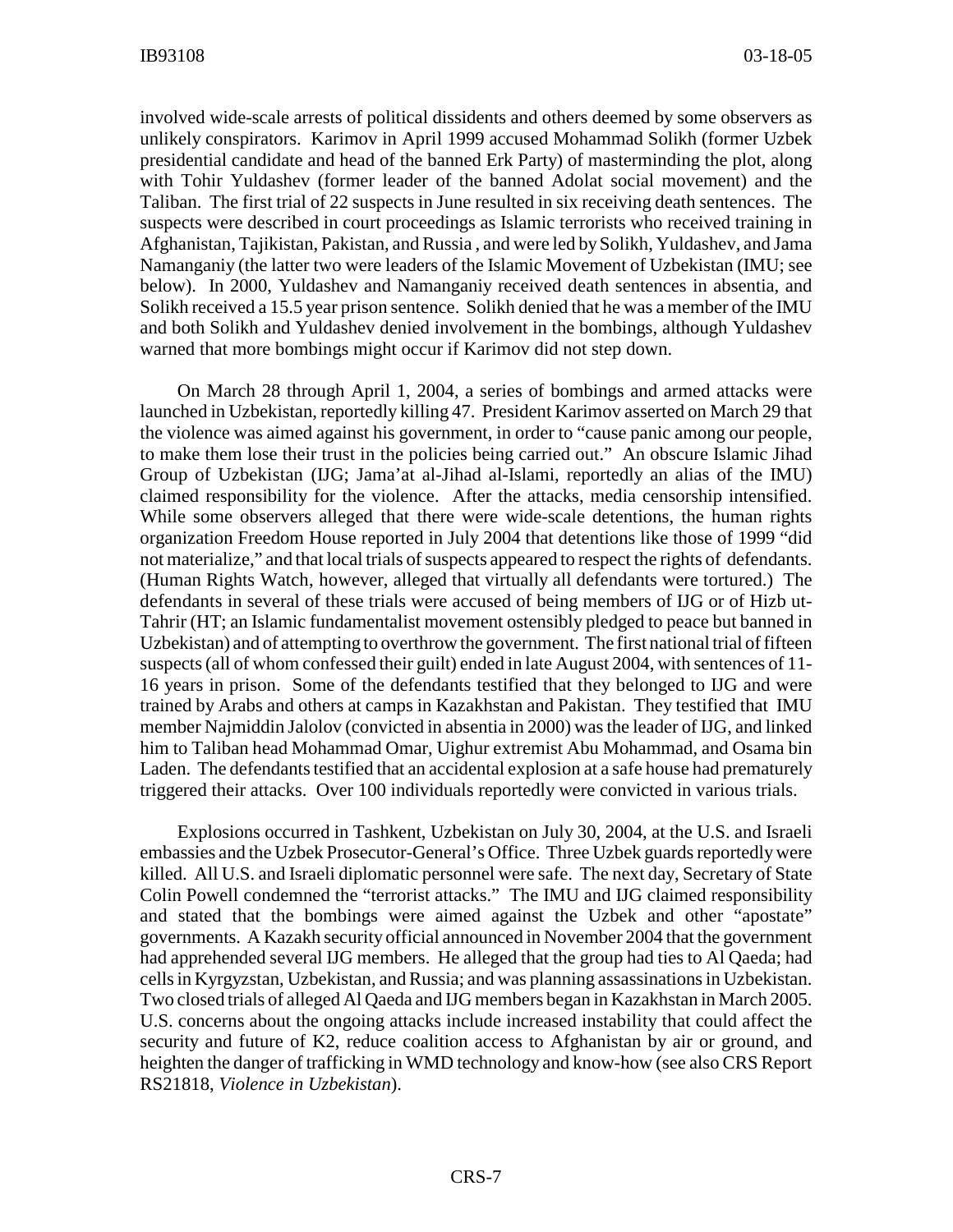involved wide-scale arrests of political dissidents and others deemed by some observers as unlikely conspirators. Karimov in April 1999 accused Mohammad Solikh (former Uzbek presidential candidate and head of the banned Erk Party) of masterminding the plot, along with Tohir Yuldashev (former leader of the banned Adolat social movement) and the Taliban. The first trial of 22 suspects in June resulted in six receiving death sentences. The suspects were described in court proceedings as Islamic terrorists who received training in Afghanistan, Tajikistan, Pakistan, and Russia , and were led by Solikh, Yuldashev, and Jama Namanganiy (the latter two were leaders of the Islamic Movement of Uzbekistan (IMU; see below). In 2000, Yuldashev and Namanganiy received death sentences in absentia, and Solikh received a 15.5 year prison sentence. Solikh denied that he was a member of the IMU and both Solikh and Yuldashev denied involvement in the bombings, although Yuldashev warned that more bombings might occur if Karimov did not step down.

On March 28 through April 1, 2004, a series of bombings and armed attacks were launched in Uzbekistan, reportedly killing 47. President Karimov asserted on March 29 that the violence was aimed against his government, in order to "cause panic among our people, to make them lose their trust in the policies being carried out." An obscure Islamic Jihad Group of Uzbekistan (IJG; Jama'at al-Jihad al-Islami, reportedly an alias of the IMU) claimed responsibility for the violence. After the attacks, media censorship intensified. While some observers alleged that there were wide-scale detentions, the human rights organization Freedom House reported in July 2004 that detentions like those of 1999 "did not materialize," and that local trials of suspects appeared to respect the rights of defendants. (Human Rights Watch, however, alleged that virtually all defendants were tortured.) The defendants in several of these trials were accused of being members of IJG or of Hizb ut-Tahrir (HT; an Islamic fundamentalist movement ostensibly pledged to peace but banned in Uzbekistan) and of attempting to overthrow the government. The first national trial of fifteen suspects (all of whom confessed their guilt) ended in late August 2004, with sentences of 11-16 years in prison. Some of the defendants testified that they belonged to IJG and were trained by Arabs and others at camps in Kazakhstan and Pakistan. They testified that IMU member Najmiddin Jalolov (convicted in absentia in 2000) was the leader of IJG, and linked him to Taliban head Mohammad Omar, Uighur extremist Abu Mohammad, and Osama bin Laden. The defendants testified that an accidental explosion at a safe house had prematurely triggered their attacks. Over 100 individuals reportedly were convicted in various trials.

Explosions occurred in Tashkent, Uzbekistan on July 30, 2004, at the U.S. and Israeli embassies and the Uzbek Prosecutor-General's Office. Three Uzbek guards reportedly were killed. All U.S. and Israeli diplomatic personnel were safe. The next day, Secretary of State Colin Powell condemned the "terrorist attacks." The IMU and IJG claimed responsibility and stated that the bombings were aimed against the Uzbek and other "apostate" governments. A Kazakh security official announced in November 2004 that the government had apprehended several IJG members. He alleged that the group had ties to Al Qaeda; had cells in Kyrgyzstan, Uzbekistan, and Russia; and was planning assassinations in Uzbekistan. Two closed trials of alleged Al Qaeda and IJG members began in Kazakhstan in March 2005. U.S. concerns about the ongoing attacks include increased instability that could affect the security and future of K2, reduce coalition access to Afghanistan by air or ground, and heighten the danger of trafficking in WMD technology and know-how (see also CRS Report RS21818, *Violence in Uzbekistan*).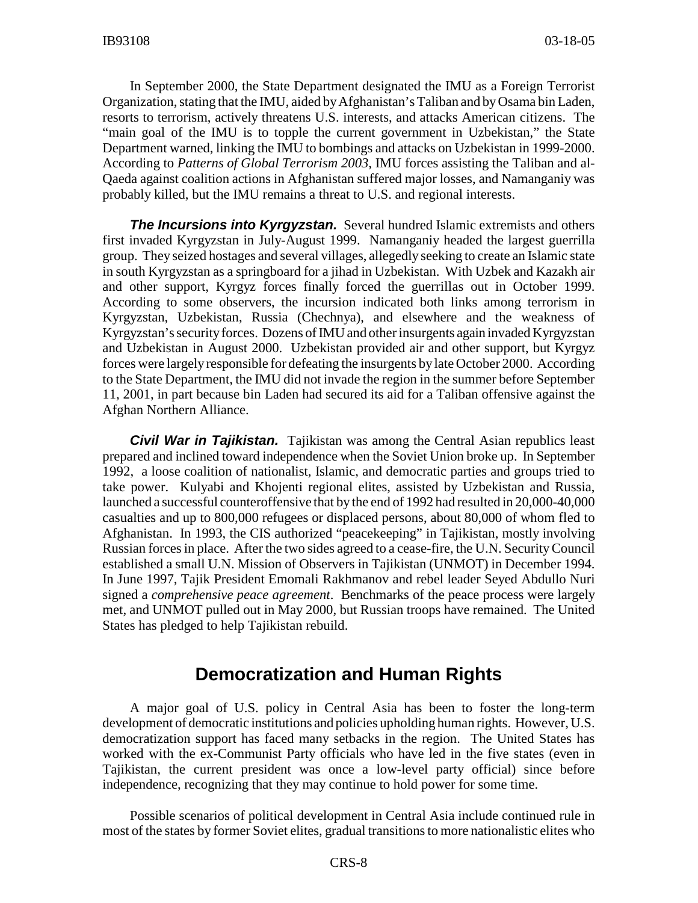In September 2000, the State Department designated the IMU as a Foreign Terrorist Organization, stating that the IMU, aided by Afghanistan's Taliban and by Osama bin Laden, resorts to terrorism, actively threatens U.S. interests, and attacks American citizens. The "main goal of the IMU is to topple the current government in Uzbekistan," the State Department warned, linking the IMU to bombings and attacks on Uzbekistan in 1999-2000. According to *Patterns of Global Terrorism 2003*, IMU forces assisting the Taliban and al-Qaeda against coalition actions in Afghanistan suffered major losses, and Namanganiy was probably killed, but the IMU remains a threat to U.S. and regional interests.

***The Incursions into Kyrgyzstan.*** Several hundred Islamic extremists and others first invaded Kyrgyzstan in July-August 1999. Namanganiy headed the largest guerrilla group. They seized hostages and several villages, allegedly seeking to create an Islamic state in south Kyrgyzstan as a springboard for a jihad in Uzbekistan. With Uzbek and Kazakh air and other support, Kyrgyz forces finally forced the guerrillas out in October 1999. According to some observers, the incursion indicated both links among terrorism in Kyrgyzstan, Uzbekistan, Russia (Chechnya), and elsewhere and the weakness of Kyrgyzstan's security forces. Dozens of IMU and other insurgents again invaded Kyrgyzstan and Uzbekistan in August 2000. Uzbekistan provided air and other support, but Kyrgyz forces were largely responsible for defeating the insurgents by late October 2000. According to the State Department, the IMU did not invade the region in the summer before September 11, 2001, in part because bin Laden had secured its aid for a Taliban offensive against the Afghan Northern Alliance.

***Civil War in Tajikistan.*** Tajikistan was among the Central Asian republics least prepared and inclined toward independence when the Soviet Union broke up. In September 1992, a loose coalition of nationalist, Islamic, and democratic parties and groups tried to take power. Kulyabi and Khojenti regional elites, assisted by Uzbekistan and Russia, launched a successful counteroffensive that by the end of 1992 had resulted in 20,000-40,000 casualties and up to 800,000 refugees or displaced persons, about 80,000 of whom fled to Afghanistan. In 1993, the CIS authorized "peacekeeping" in Tajikistan, mostly involving Russian forces in place. After the two sides agreed to a cease-fire, the U.N. Security Council established a small U.N. Mission of Observers in Tajikistan (UNMOT) in December 1994. In June 1997, Tajik President Emomali Rakhmanov and rebel leader Seyed Abdullo Nuri signed a *comprehensive peace agreement*. Benchmarks of the peace process were largely met, and UNMOT pulled out in May 2000, but Russian troops have remained. The United States has pledged to help Tajikistan rebuild.

## Democratization and Human Rights

A major goal of U.S. policy in Central Asia has been to foster the long-term development of democratic institutions and policies upholding human rights. However, U.S. democratization support has faced many setbacks in the region. The United States has worked with the ex-Communist Party officials who have led in the five states (even in Tajikistan, the current president was once a low-level party official) since before independence, recognizing that they may continue to hold power for some time.

Possible scenarios of political development in Central Asia include continued rule in most of the states by former Soviet elites, gradual transitions to more nationalistic elites who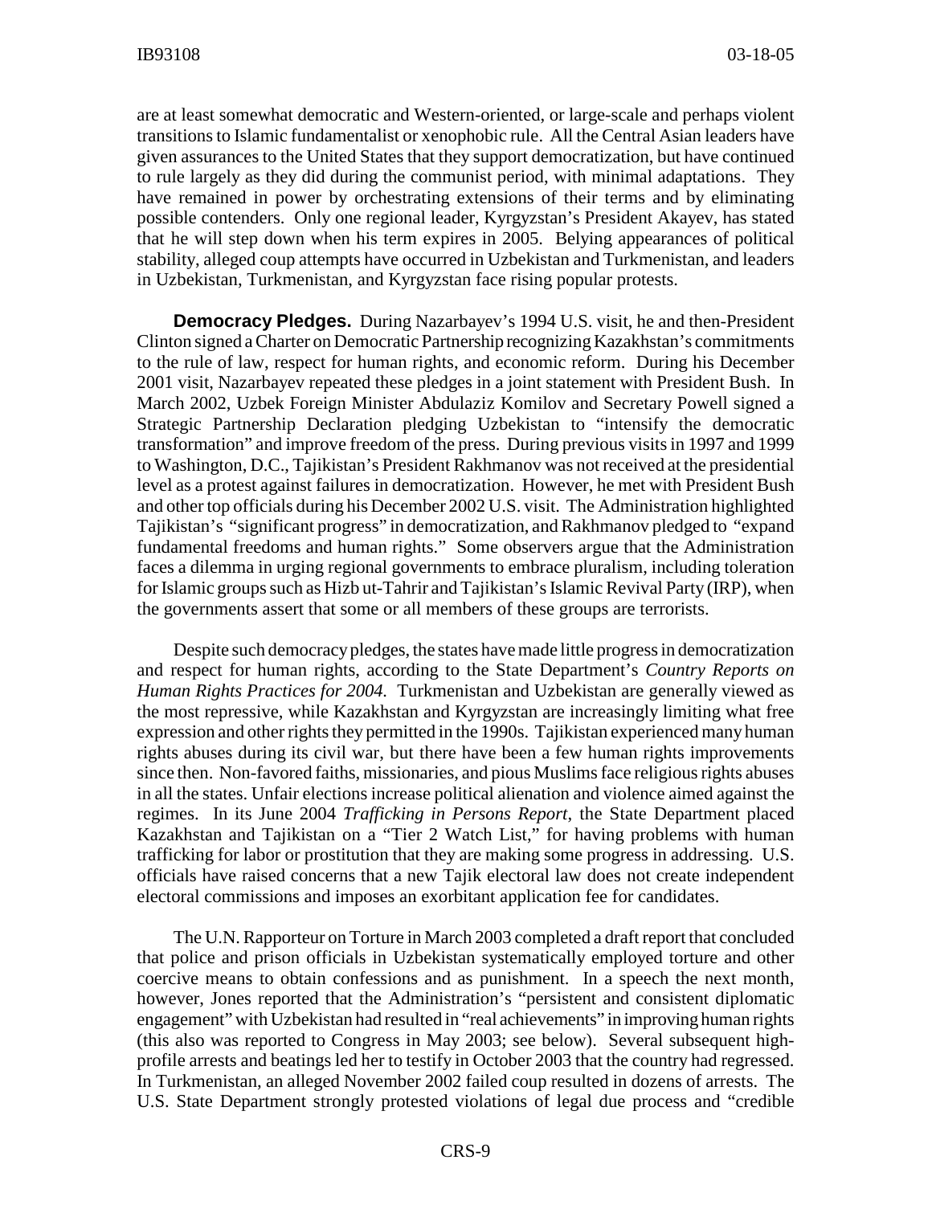are at least somewhat democratic and Western-oriented, or large-scale and perhaps violent transitions to Islamic fundamentalist or xenophobic rule. All the Central Asian leaders have given assurances to the United States that they support democratization, but have continued to rule largely as they did during the communist period, with minimal adaptations. They have remained in power by orchestrating extensions of their terms and by eliminating possible contenders. Only one regional leader, Kyrgyzstan's President Akayev, has stated that he will step down when his term expires in 2005. Belying appearances of political stability, alleged coup attempts have occurred in Uzbekistan and Turkmenistan, and leaders in Uzbekistan, Turkmenistan, and Kyrgyzstan face rising popular protests.

**Democracy Pledges.** During Nazarbayev's 1994 U.S. visit, he and then-President Clinton signed a Charter on Democratic Partnership recognizing Kazakhstan's commitments to the rule of law, respect for human rights, and economic reform. During his December 2001 visit, Nazarbayev repeated these pledges in a joint statement with President Bush. In March 2002, Uzbek Foreign Minister Abdulaziz Komilov and Secretary Powell signed a Strategic Partnership Declaration pledging Uzbekistan to "intensify the democratic transformation" and improve freedom of the press. During previous visits in 1997 and 1999 to Washington, D.C., Tajikistan's President Rakhmanov was not received at the presidential level as a protest against failures in democratization. However, he met with President Bush and other top officials during his December 2002 U.S. visit. The Administration highlighted Tajikistan's "significant progress" in democratization, and Rakhmanov pledged to "expand fundamental freedoms and human rights." Some observers argue that the Administration faces a dilemma in urging regional governments to embrace pluralism, including toleration for Islamic groups such as Hizb ut-Tahrir and Tajikistan's Islamic Revival Party (IRP), when the governments assert that some or all members of these groups are terrorists.

Despite such democracy pledges, the states have made little progress in democratization and respect for human rights, according to the State Department's *Country Reports on Human Rights Practices for 2004.* Turkmenistan and Uzbekistan are generally viewed as the most repressive, while Kazakhstan and Kyrgyzstan are increasingly limiting what free expression and other rights they permitted in the 1990s. Tajikistan experienced many human rights abuses during its civil war, but there have been a few human rights improvements since then. Non-favored faiths, missionaries, and pious Muslims face religious rights abuses in all the states. Unfair elections increase political alienation and violence aimed against the regimes. In its June 2004 *Trafficking in Persons Report*, the State Department placed Kazakhstan and Tajikistan on a "Tier 2 Watch List," for having problems with human trafficking for labor or prostitution that they are making some progress in addressing. U.S. officials have raised concerns that a new Tajik electoral law does not create independent electoral commissions and imposes an exorbitant application fee for candidates.

The U.N. Rapporteur on Torture in March 2003 completed a draft report that concluded that police and prison officials in Uzbekistan systematically employed torture and other coercive means to obtain confessions and as punishment. In a speech the next month, however, Jones reported that the Administration's "persistent and consistent diplomatic engagement" with Uzbekistan had resulted in "real achievements" in improving human rights (this also was reported to Congress in May 2003; see below). Several subsequent high-profile arrests and beatings led her to testify in October 2003 that the country had regressed. In Turkmenistan, an alleged November 2002 failed coup resulted in dozens of arrests. The U.S. State Department strongly protested violations of legal due process and "credible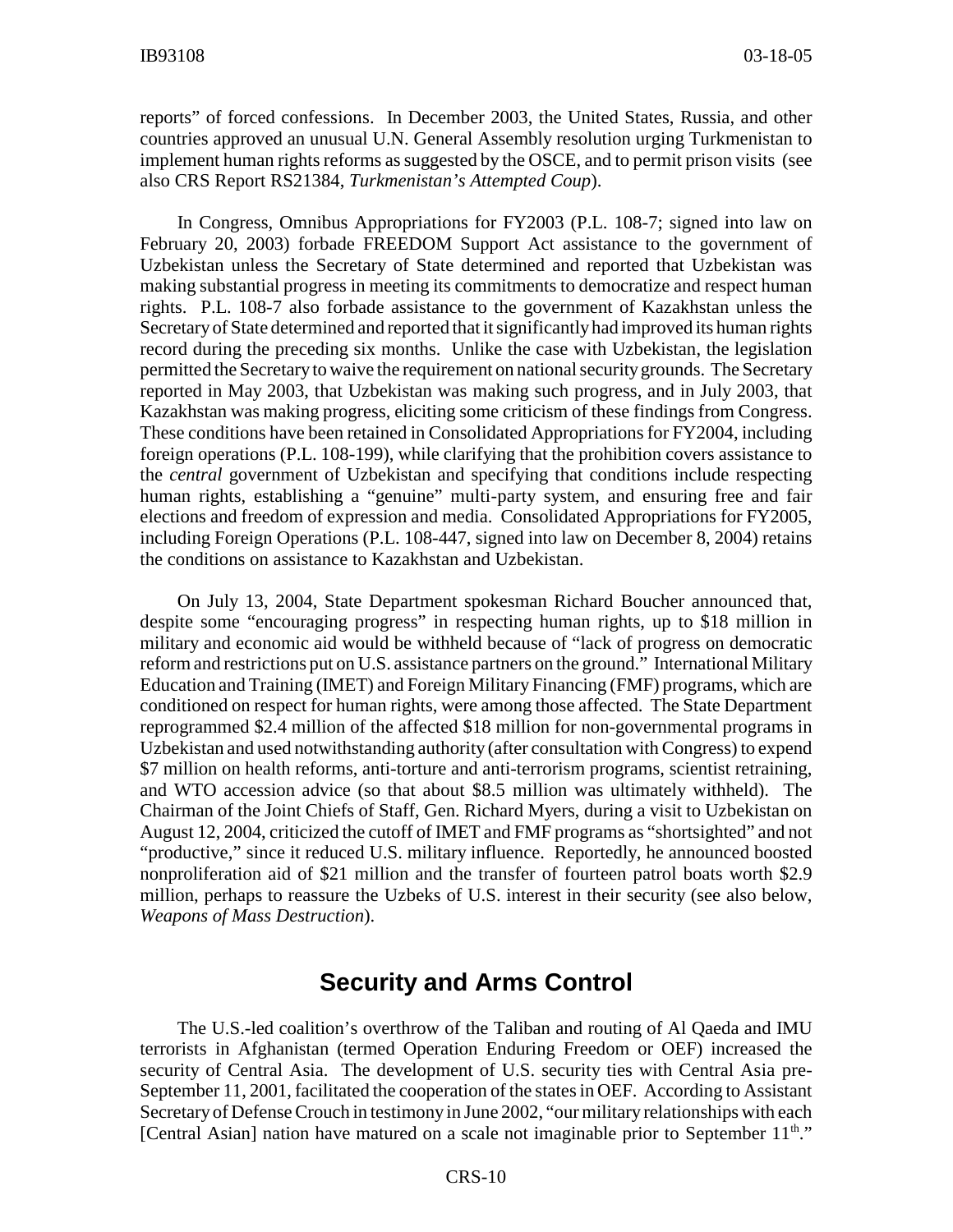reports" of forced confessions. In December 2003, the United States, Russia, and other countries approved an unusual U.N. General Assembly resolution urging Turkmenistan to implement human rights reforms as suggested by the OSCE, and to permit prison visits (see also CRS Report RS21384, *Turkmenistan's Attempted Coup*).

In Congress, Omnibus Appropriations for FY2003 (P.L. 108-7; signed into law on February 20, 2003) forbade FREEDOM Support Act assistance to the government of Uzbekistan unless the Secretary of State determined and reported that Uzbekistan was making substantial progress in meeting its commitments to democratize and respect human rights. P.L. 108-7 also forbade assistance to the government of Kazakhstan unless the Secretary of State determined and reported that it significantly had improved its human rights record during the preceding six months. Unlike the case with Uzbekistan, the legislation permitted the Secretary to waive the requirement on national security grounds. The Secretary reported in May 2003, that Uzbekistan was making such progress, and in July 2003, that Kazakhstan was making progress, eliciting some criticism of these findings from Congress. These conditions have been retained in Consolidated Appropriations for FY2004, including foreign operations (P.L. 108-199), while clarifying that the prohibition covers assistance to the *central* government of Uzbekistan and specifying that conditions include respecting human rights, establishing a "genuine" multi-party system, and ensuring free and fair elections and freedom of expression and media. Consolidated Appropriations for FY2005, including Foreign Operations (P.L. 108-447, signed into law on December 8, 2004) retains the conditions on assistance to Kazakhstan and Uzbekistan.

On July 13, 2004, State Department spokesman Richard Boucher announced that, despite some "encouraging progress" in respecting human rights, up to $18 million in military and economic aid would be withheld because of "lack of progress on democratic reform and restrictions put on U.S. assistance partners on the ground." International Military Education and Training (IMET) and Foreign Military Financing (FMF) programs, which are conditioned on respect for human rights, were among those affected. The State Department reprogrammed $2.4 million of the affected $18 million for non-governmental programs in Uzbekistan and used notwithstanding authority (after consultation with Congress) to expend $7 million on health reforms, anti-torture and anti-terrorism programs, scientist retraining, and WTO accession advice (so that about $8.5 million was ultimately withheld). The Chairman of the Joint Chiefs of Staff, Gen. Richard Myers, during a visit to Uzbekistan on August 12, 2004, criticized the cutoff of IMET and FMF programs as "shortsighted" and not "productive," since it reduced U.S. military influence. Reportedly, he announced boosted nonproliferation aid of $21 million and the transfer of fourteen patrol boats worth $2.9 million, perhaps to reassure the Uzbeks of U.S. interest in their security (see also below, *Weapons of Mass Destruction*).

## Security and Arms Control

The U.S.-led coalition's overthrow of the Taliban and routing of Al Qaeda and IMU terrorists in Afghanistan (termed Operation Enduring Freedom or OEF) increased the security of Central Asia. The development of U.S. security ties with Central Asia pre-September 11, 2001, facilitated the cooperation of the states in OEF. According to Assistant Secretary of Defense Crouch in testimony in June 2002, "our military relationships with each [Central Asian] nation have matured on a scale not imaginable prior to September 11th."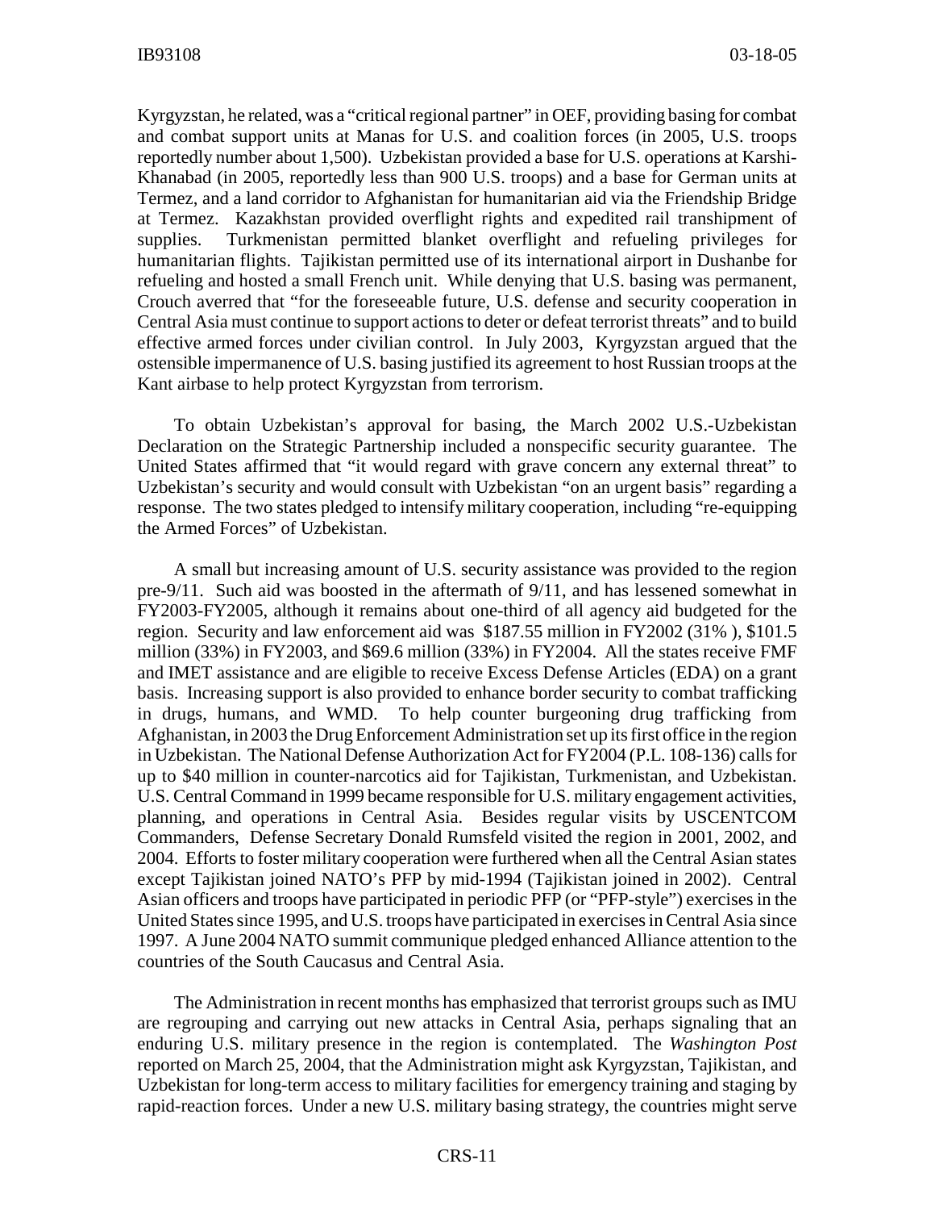Kyrgyzstan, he related, was a "critical regional partner" in OEF, providing basing for combat and combat support units at Manas for U.S. and coalition forces (in 2005, U.S. troops reportedly number about 1,500). Uzbekistan provided a base for U.S. operations at Karshi-Khanabad (in 2005, reportedly less than 900 U.S. troops) and a base for German units at Termez, and a land corridor to Afghanistan for humanitarian aid via the Friendship Bridge at Termez. Kazakhstan provided overflight rights and expedited rail transhipment of supplies. Turkmenistan permitted blanket overflight and refueling privileges for humanitarian flights. Tajikistan permitted use of its international airport in Dushanbe for refueling and hosted a small French unit. While denying that U.S. basing was permanent, Crouch averred that "for the foreseeable future, U.S. defense and security cooperation in Central Asia must continue to support actions to deter or defeat terrorist threats" and to build effective armed forces under civilian control. In July 2003, Kyrgyzstan argued that the ostensible impermanence of U.S. basing justified its agreement to host Russian troops at the Kant airbase to help protect Kyrgyzstan from terrorism.

To obtain Uzbekistan's approval for basing, the March 2002 U.S.-Uzbekistan Declaration on the Strategic Partnership included a nonspecific security guarantee. The United States affirmed that "it would regard with grave concern any external threat" to Uzbekistan's security and would consult with Uzbekistan "on an urgent basis" regarding a response. The two states pledged to intensify military cooperation, including "re-equipping the Armed Forces" of Uzbekistan.

A small but increasing amount of U.S. security assistance was provided to the region pre-9/11. Such aid was boosted in the aftermath of 9/11, and has lessened somewhat in FY2003-FY2005, although it remains about one-third of all agency aid budgeted for the region. Security and law enforcement aid was $187.55 million in FY2002 (31% ), $101.5 million (33%) in FY2003, and $69.6 million (33%) in FY2004. All the states receive FMF and IMET assistance and are eligible to receive Excess Defense Articles (EDA) on a grant basis. Increasing support is also provided to enhance border security to combat trafficking in drugs, humans, and WMD. To help counter burgeoning drug trafficking from Afghanistan, in 2003 the Drug Enforcement Administration set up its first office in the region in Uzbekistan. The National Defense Authorization Act for FY2004 (P.L. 108-136) calls for up to $40 million in counter-narcotics aid for Tajikistan, Turkmenistan, and Uzbekistan. U.S. Central Command in 1999 became responsible for U.S. military engagement activities, planning, and operations in Central Asia. Besides regular visits by USCENTCOM Commanders, Defense Secretary Donald Rumsfeld visited the region in 2001, 2002, and 2004. Efforts to foster military cooperation were furthered when all the Central Asian states except Tajikistan joined NATO's PFP by mid-1994 (Tajikistan joined in 2002). Central Asian officers and troops have participated in periodic PFP (or "PFP-style") exercises in the United States since 1995, and U.S. troops have participated in exercises in Central Asia since 1997. A June 2004 NATO summit communique pledged enhanced Alliance attention to the countries of the South Caucasus and Central Asia.

The Administration in recent months has emphasized that terrorist groups such as IMU are regrouping and carrying out new attacks in Central Asia, perhaps signaling that an enduring U.S. military presence in the region is contemplated. The *Washington Post* reported on March 25, 2004, that the Administration might ask Kyrgyzstan, Tajikistan, and Uzbekistan for long-term access to military facilities for emergency training and staging by rapid-reaction forces. Under a new U.S. military basing strategy, the countries might serve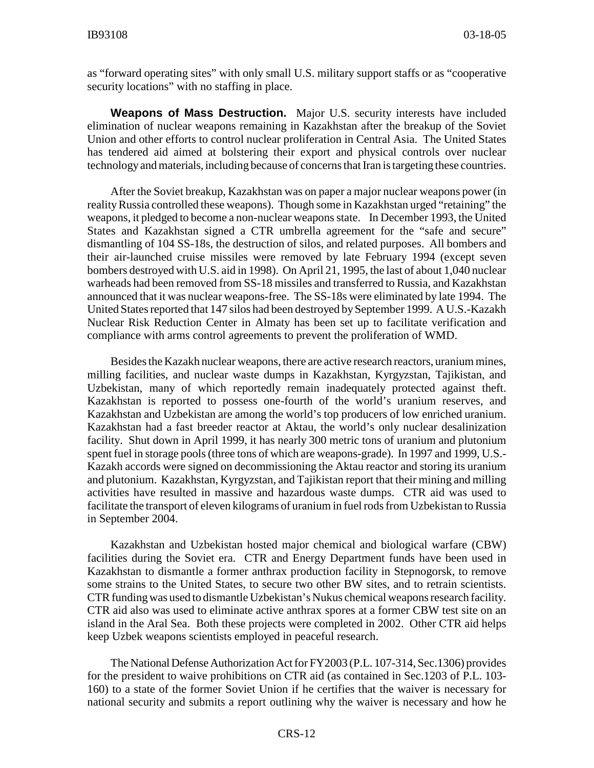as "forward operating sites" with only small U.S. military support staffs or as "cooperative security locations" with no staffing in place.

**Weapons of Mass Destruction.** Major U.S. security interests have included elimination of nuclear weapons remaining in Kazakhstan after the breakup of the Soviet Union and other efforts to control nuclear proliferation in Central Asia. The United States has tendered aid aimed at bolstering their export and physical controls over nuclear technology and materials, including because of concerns that Iran is targeting these countries.

After the Soviet breakup, Kazakhstan was on paper a major nuclear weapons power (in reality Russia controlled these weapons). Though some in Kazakhstan urged "retaining" the weapons, it pledged to become a non-nuclear weapons state. In December 1993, the United States and Kazakhstan signed a CTR umbrella agreement for the "safe and secure" dismantling of 104 SS-18s, the destruction of silos, and related purposes. All bombers and their air-launched cruise missiles were removed by late February 1994 (except seven bombers destroyed with U.S. aid in 1998). On April 21, 1995, the last of about 1,040 nuclear warheads had been removed from SS-18 missiles and transferred to Russia, and Kazakhstan announced that it was nuclear weapons-free. The SS-18s were eliminated by late 1994. The United States reported that 147 silos had been destroyed by September 1999. A U.S.-Kazakh Nuclear Risk Reduction Center in Almaty has been set up to facilitate verification and compliance with arms control agreements to prevent the proliferation of WMD.

Besides the Kazakh nuclear weapons, there are active research reactors, uranium mines, milling facilities, and nuclear waste dumps in Kazakhstan, Kyrgyzstan, Tajikistan, and Uzbekistan, many of which reportedly remain inadequately protected against theft. Kazakhstan is reported to possess one-fourth of the world's uranium reserves, and Kazakhstan and Uzbekistan are among the world's top producers of low enriched uranium. Kazakhstan had a fast breeder reactor at Aktau, the world's only nuclear desalinization facility. Shut down in April 1999, it has nearly 300 metric tons of uranium and plutonium spent fuel in storage pools (three tons of which are weapons-grade). In 1997 and 1999, U.S.-Kazakh accords were signed on decommissioning the Aktau reactor and storing its uranium and plutonium. Kazakhstan, Kyrgyzstan, and Tajikistan report that their mining and milling activities have resulted in massive and hazardous waste dumps. CTR aid was used to facilitate the transport of eleven kilograms of uranium in fuel rods from Uzbekistan to Russia in September 2004.

Kazakhstan and Uzbekistan hosted major chemical and biological warfare (CBW) facilities during the Soviet era. CTR and Energy Department funds have been used in Kazakhstan to dismantle a former anthrax production facility in Stepnogorsk, to remove some strains to the United States, to secure two other BW sites, and to retrain scientists. CTR funding was used to dismantle Uzbekistan's Nukus chemical weapons research facility. CTR aid also was used to eliminate active anthrax spores at a former CBW test site on an island in the Aral Sea. Both these projects were completed in 2002. Other CTR aid helps keep Uzbek weapons scientists employed in peaceful research.

The National Defense Authorization Act for FY2003 (P.L. 107-314, Sec.1306) provides for the president to waive prohibitions on CTR aid (as contained in Sec.1203 of P.L. 103-160) to a state of the former Soviet Union if he certifies that the waiver is necessary for national security and submits a report outlining why the waiver is necessary and how he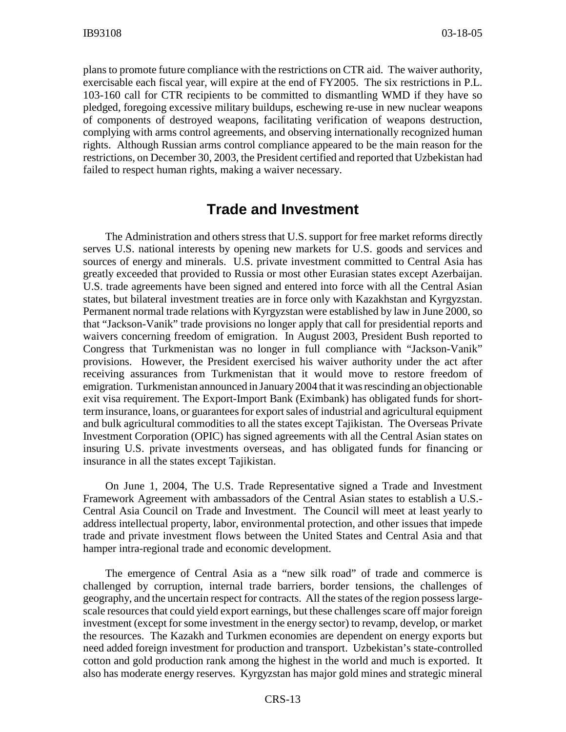plans to promote future compliance with the restrictions on CTR aid. The waiver authority, exercisable each fiscal year, will expire at the end of FY2005. The six restrictions in P.L. 103-160 call for CTR recipients to be committed to dismantling WMD if they have so pledged, foregoing excessive military buildups, eschewing re-use in new nuclear weapons of components of destroyed weapons, facilitating verification of weapons destruction, complying with arms control agreements, and observing internationally recognized human rights. Although Russian arms control compliance appeared to be the main reason for the restrictions, on December 30, 2003, the President certified and reported that Uzbekistan had failed to respect human rights, making a waiver necessary.

## Trade and Investment

The Administration and others stress that U.S. support for free market reforms directly serves U.S. national interests by opening new markets for U.S. goods and services and sources of energy and minerals. U.S. private investment committed to Central Asia has greatly exceeded that provided to Russia or most other Eurasian states except Azerbaijan. U.S. trade agreements have been signed and entered into force with all the Central Asian states, but bilateral investment treaties are in force only with Kazakhstan and Kyrgyzstan. Permanent normal trade relations with Kyrgyzstan were established by law in June 2000, so that "Jackson-Vanik" trade provisions no longer apply that call for presidential reports and waivers concerning freedom of emigration. In August 2003, President Bush reported to Congress that Turkmenistan was no longer in full compliance with "Jackson-Vanik" provisions. However, the President exercised his waiver authority under the act after receiving assurances from Turkmenistan that it would move to restore freedom of emigration. Turkmenistan announced in January 2004 that it was rescinding an objectionable exit visa requirement. The Export-Import Bank (Eximbank) has obligated funds for short-term insurance, loans, or guarantees for export sales of industrial and agricultural equipment and bulk agricultural commodities to all the states except Tajikistan. The Overseas Private Investment Corporation (OPIC) has signed agreements with all the Central Asian states on insuring U.S. private investments overseas, and has obligated funds for financing or insurance in all the states except Tajikistan.

On June 1, 2004, The U.S. Trade Representative signed a Trade and Investment Framework Agreement with ambassadors of the Central Asian states to establish a U.S.-Central Asia Council on Trade and Investment. The Council will meet at least yearly to address intellectual property, labor, environmental protection, and other issues that impede trade and private investment flows between the United States and Central Asia and that hamper intra-regional trade and economic development.

The emergence of Central Asia as a "new silk road" of trade and commerce is challenged by corruption, internal trade barriers, border tensions, the challenges of geography, and the uncertain respect for contracts. All the states of the region possess large-scale resources that could yield export earnings, but these challenges scare off major foreign investment (except for some investment in the energy sector) to revamp, develop, or market the resources. The Kazakh and Turkmen economies are dependent on energy exports but need added foreign investment for production and transport. Uzbekistan's state-controlled cotton and gold production rank among the highest in the world and much is exported. It also has moderate energy reserves. Kyrgyzstan has major gold mines and strategic mineral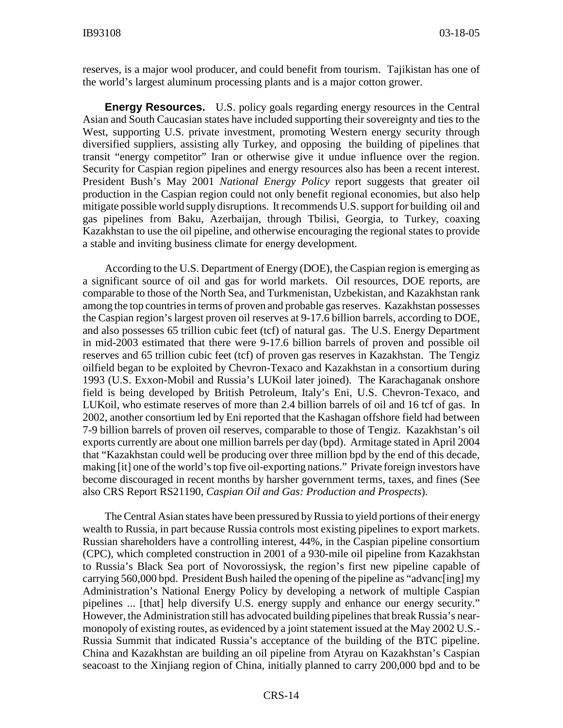reserves, is a major wool producer, and could benefit from tourism. Tajikistan has one of the world's largest aluminum processing plants and is a major cotton grower.

**Energy Resources.** U.S. policy goals regarding energy resources in the Central Asian and South Caucasian states have included supporting their sovereignty and ties to the West, supporting U.S. private investment, promoting Western energy security through diversified suppliers, assisting ally Turkey, and opposing the building of pipelines that transit "energy competitor" Iran or otherwise give it undue influence over the region. Security for Caspian region pipelines and energy resources also has been a recent interest. President Bush's May 2001 *National Energy Policy* report suggests that greater oil production in the Caspian region could not only benefit regional economies, but also help mitigate possible world supply disruptions. It recommends U.S. support for building oil and gas pipelines from Baku, Azerbaijan, through Tbilisi, Georgia, to Turkey, coaxing Kazakhstan to use the oil pipeline, and otherwise encouraging the regional states to provide a stable and inviting business climate for energy development.

According to the U.S. Department of Energy (DOE), the Caspian region is emerging as a significant source of oil and gas for world markets. Oil resources, DOE reports, are comparable to those of the North Sea, and Turkmenistan, Uzbekistan, and Kazakhstan rank among the top countries in terms of proven and probable gas reserves. Kazakhstan possesses the Caspian region's largest proven oil reserves at 9-17.6 billion barrels, according to DOE, and also possesses 65 trillion cubic feet (tcf) of natural gas. The U.S. Energy Department in mid-2003 estimated that there were 9-17.6 billion barrels of proven and possible oil reserves and 65 trillion cubic feet (tcf) of proven gas reserves in Kazakhstan. The Tengiz oilfield began to be exploited by Chevron-Texaco and Kazakhstan in a consortium during 1993 (U.S. Exxon-Mobil and Russia's LUKoil later joined). The Karachaganak onshore field is being developed by British Petroleum, Italy's Eni, U.S. Chevron-Texaco, and LUKoil, who estimate reserves of more than 2.4 billion barrels of oil and 16 tcf of gas. In 2002, another consortium led by Eni reported that the Kashagan offshore field had between 7-9 billion barrels of proven oil reserves, comparable to those of Tengiz. Kazakhstan's oil exports currently are about one million barrels per day (bpd). Armitage stated in April 2004 that "Kazakhstan could well be producing over three million bpd by the end of this decade, making [it] one of the world's top five oil-exporting nations." Private foreign investors have become discouraged in recent months by harsher government terms, taxes, and fines (See also CRS Report RS21190, *Caspian Oil and Gas: Production and Prospects*).

The Central Asian states have been pressured by Russia to yield portions of their energy wealth to Russia, in part because Russia controls most existing pipelines to export markets. Russian shareholders have a controlling interest, 44%, in the Caspian pipeline consortium (CPC), which completed construction in 2001 of a 930-mile oil pipeline from Kazakhstan to Russia's Black Sea port of Novorossiysk, the region's first new pipeline capable of carrying 560,000 bpd. President Bush hailed the opening of the pipeline as "advanc[ing] my Administration's National Energy Policy by developing a network of multiple Caspian pipelines ... [that] help diversify U.S. energy supply and enhance our energy security." However, the Administration still has advocated building pipelines that break Russia's near-monopoly of existing routes, as evidenced by a joint statement issued at the May 2002 U.S.-Russia Summit that indicated Russia's acceptance of the building of the BTC pipeline. China and Kazakhstan are building an oil pipeline from Atyrau on Kazakhstan's Caspian seacoast to the Xinjiang region of China, initially planned to carry 200,000 bpd and to be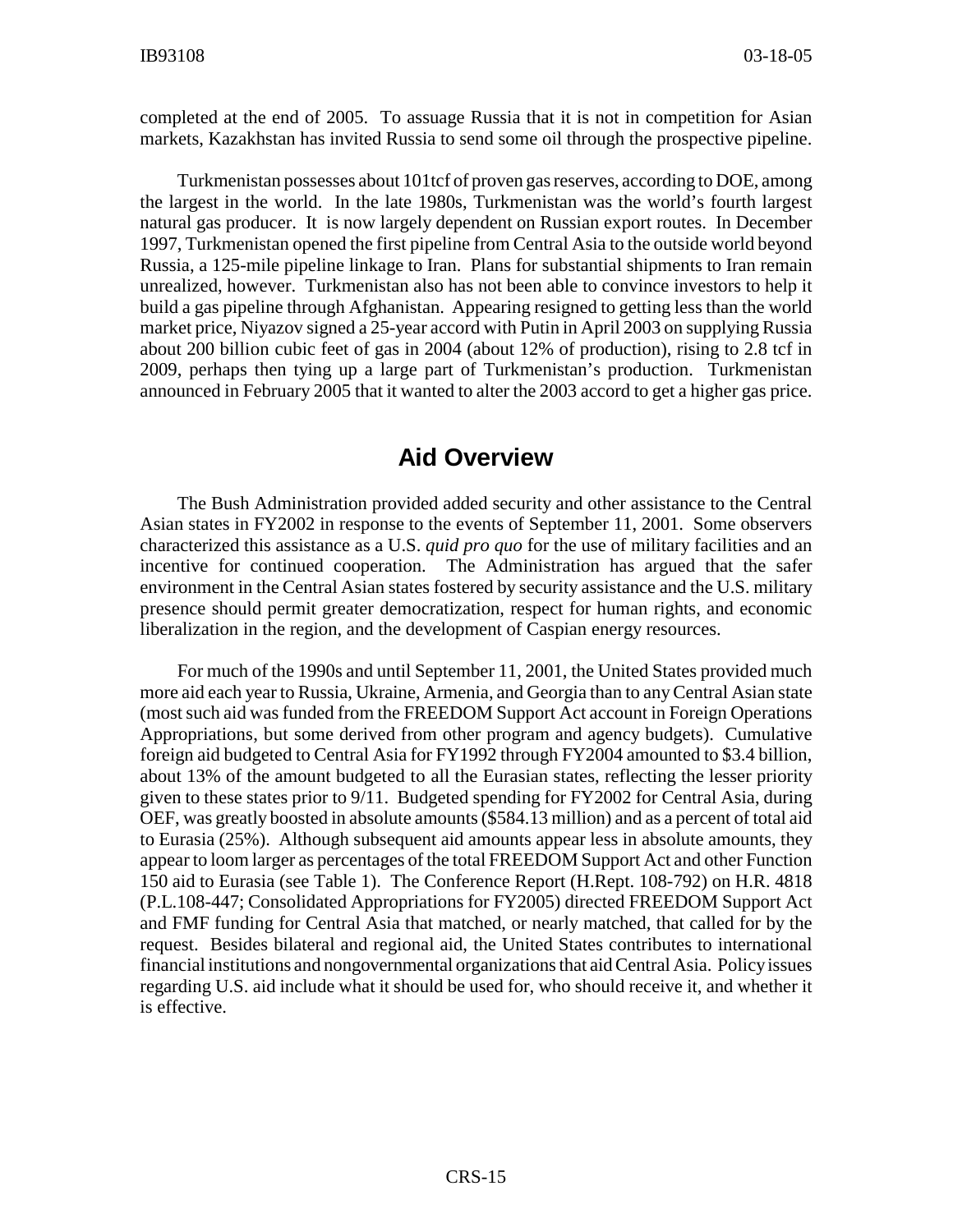completed at the end of 2005. To assuage Russia that it is not in competition for Asian markets, Kazakhstan has invited Russia to send some oil through the prospective pipeline.

Turkmenistan possesses about 101tcf of proven gas reserves, according to DOE, among the largest in the world. In the late 1980s, Turkmenistan was the world's fourth largest natural gas producer. It is now largely dependent on Russian export routes. In December 1997, Turkmenistan opened the first pipeline from Central Asia to the outside world beyond Russia, a 125-mile pipeline linkage to Iran. Plans for substantial shipments to Iran remain unrealized, however. Turkmenistan also has not been able to convince investors to help it build a gas pipeline through Afghanistan. Appearing resigned to getting less than the world market price, Niyazov signed a 25-year accord with Putin in April 2003 on supplying Russia about 200 billion cubic feet of gas in 2004 (about 12% of production), rising to 2.8 tcf in 2009, perhaps then tying up a large part of Turkmenistan's production. Turkmenistan announced in February 2005 that it wanted to alter the 2003 accord to get a higher gas price.

## Aid Overview

The Bush Administration provided added security and other assistance to the Central Asian states in FY2002 in response to the events of September 11, 2001. Some observers characterized this assistance as a U.S. *quid pro quo* for the use of military facilities and an incentive for continued cooperation. The Administration has argued that the safer environment in the Central Asian states fostered by security assistance and the U.S. military presence should permit greater democratization, respect for human rights, and economic liberalization in the region, and the development of Caspian energy resources.

For much of the 1990s and until September 11, 2001, the United States provided much more aid each year to Russia, Ukraine, Armenia, and Georgia than to any Central Asian state (most such aid was funded from the FREEDOM Support Act account in Foreign Operations Appropriations, but some derived from other program and agency budgets). Cumulative foreign aid budgeted to Central Asia for FY1992 through FY2004 amounted to $3.4 billion, about 13% of the amount budgeted to all the Eurasian states, reflecting the lesser priority given to these states prior to 9/11. Budgeted spending for FY2002 for Central Asia, during OEF, was greatly boosted in absolute amounts ($584.13 million) and as a percent of total aid to Eurasia (25%). Although subsequent aid amounts appear less in absolute amounts, they appear to loom larger as percentages of the total FREEDOM Support Act and other Function 150 aid to Eurasia (see Table 1). The Conference Report (H.Rept. 108-792) on H.R. 4818 (P.L.108-447; Consolidated Appropriations for FY2005) directed FREEDOM Support Act and FMF funding for Central Asia that matched, or nearly matched, that called for by the request. Besides bilateral and regional aid, the United States contributes to international financial institutions and nongovernmental organizations that aid Central Asia. Policy issues regarding U.S. aid include what it should be used for, who should receive it, and whether it is effective.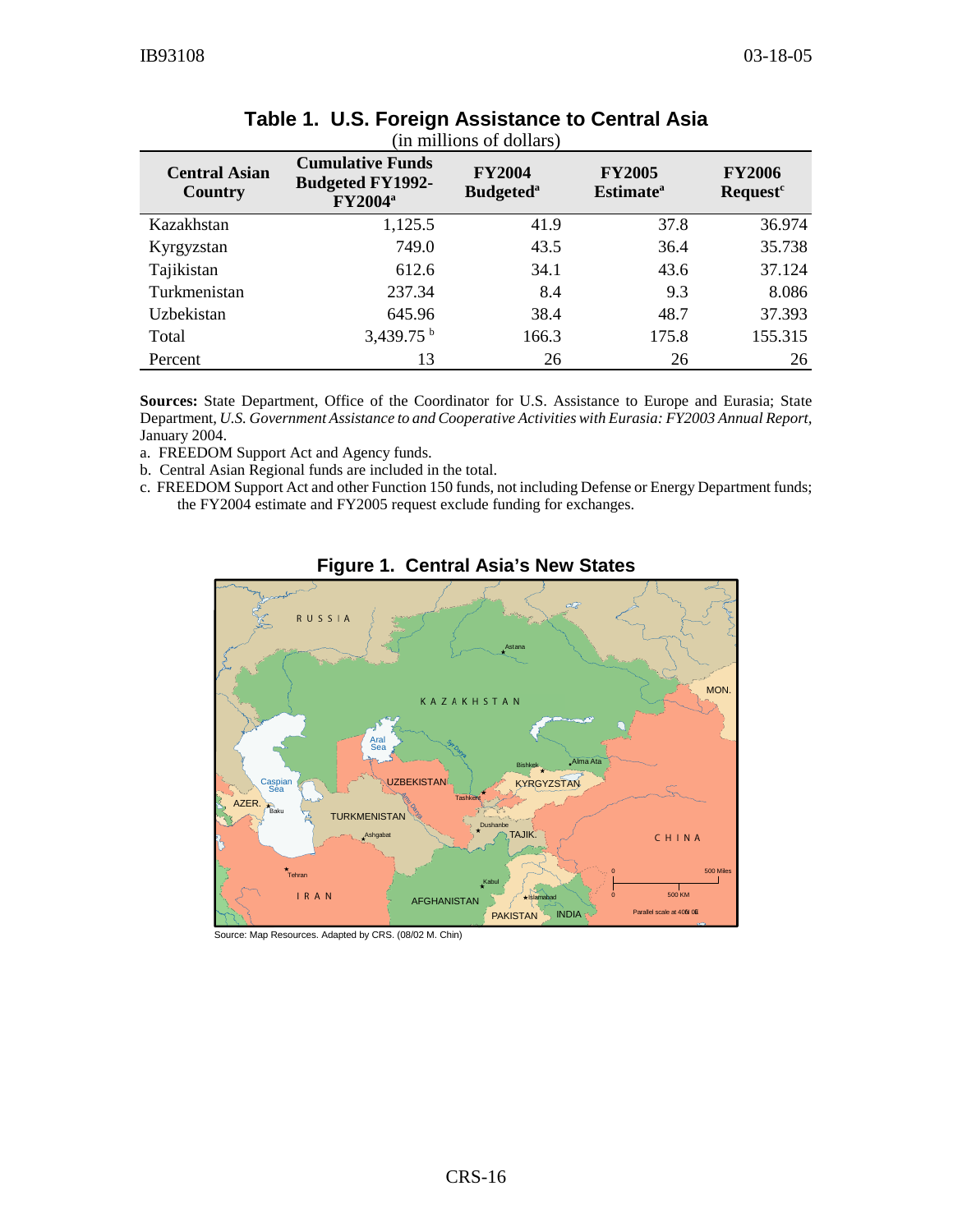**Table 1. U.S. Foreign Assistance to Central Asia**
(in millions of dollars)

| Central Asian Country | Cumulative Funds Budgeted FY1992-FY2004[a] | FY2004 Budgeted[a] | FY2005 Estimate[a] | FY2006 Request[c] |
|---|---|---|---|---|
| Kazakhstan | 1,125.5 | 41.9 | 37.8 | 36.974 |
| Kyrgyzstan | 749.0 | 43.5 | 36.4 | 35.738 |
| Tajikistan | 612.6 | 34.1 | 43.6 | 37.124 |
| Turkmenistan | 237.34 | 8.4 | 9.3 | 8.086 |
| Uzbekistan | 645.96 | 38.4 | 48.7 | 37.393 |
| Total | 3,439.75 [b] | 166.3 | 175.8 | 155.315 |
| Percent | 13 | 26 | 26 | 26 |

**Sources:** State Department, Office of the Coordinator for U.S. Assistance to Europe and Eurasia; State Department, *U.S. Government Assistance to and Cooperative Activities with Eurasia: FY2003 Annual Report*, January 2004.

a. FREEDOM Support Act and Agency funds.

b. Central Asian Regional funds are included in the total.

c. FREEDOM Support Act and other Function 150 funds, not including Defense or Energy Department funds; the FY2004 estimate and FY2005 request exclude funding for exchanges.

**Figure 1. Central Asia's New States**

Source: Map Resources. Adapted by CRS. (08/02 M. Chin)